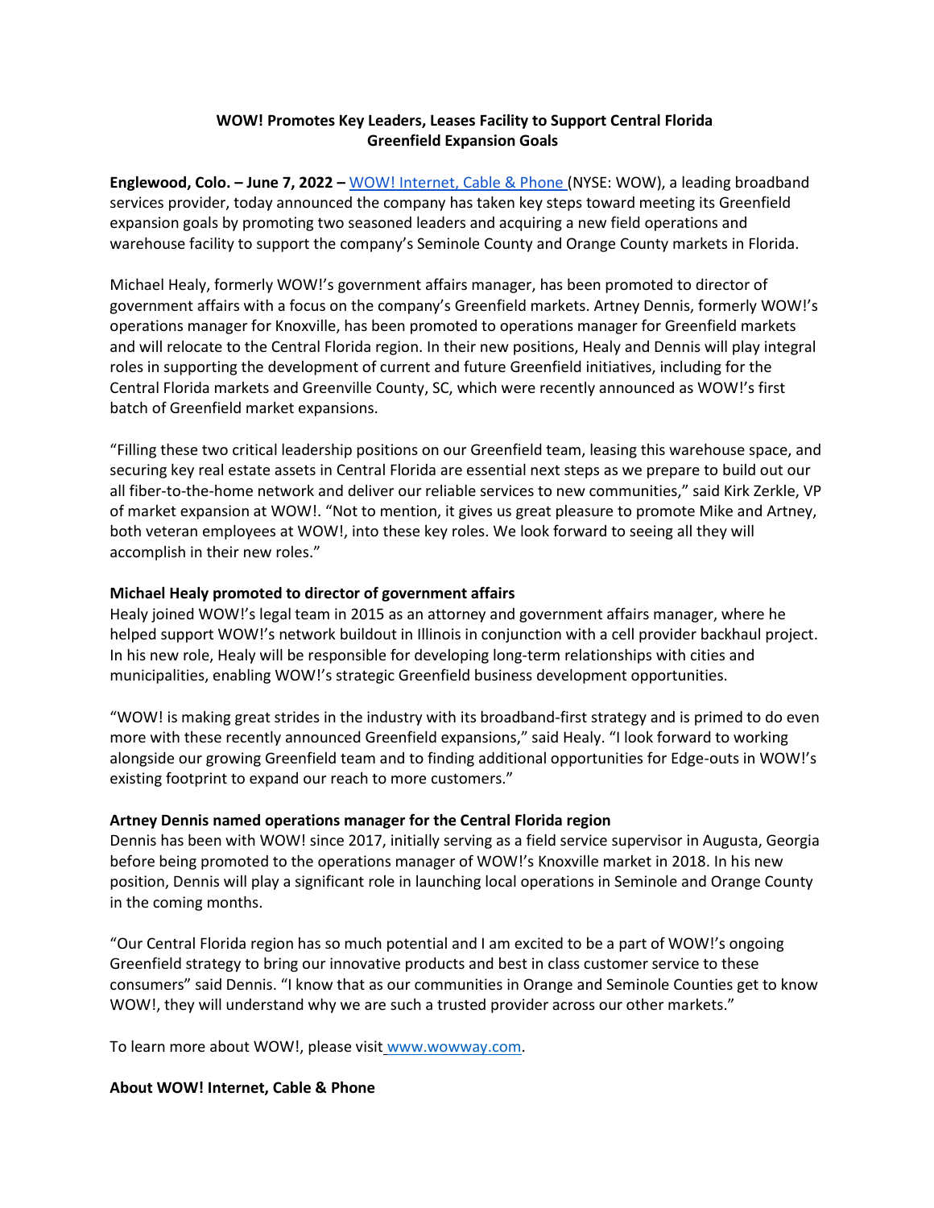**WOW! Promotes Key Leaders, Leases Facility to Support Central Florida Greenfield Expansion Goals**

**Englewood, Colo. – June 7, 2022 –** WOW! Internet, Cable & Phone (NYSE: WOW), a leading broadband services provider, today announced the company has taken key steps toward meeting its Greenfield expansion goals by promoting two seasoned leaders and acquiring a new field operations and warehouse facility to support the company's Seminole County and Orange County markets in Florida.

Michael Healy, formerly WOW!'s government affairs manager, has been promoted to director of government affairs with a focus on the company's Greenfield markets. Artney Dennis, formerly WOW!'s operations manager for Knoxville, has been promoted to operations manager for Greenfield markets and will relocate to the Central Florida region. In their new positions, Healy and Dennis will play integral roles in supporting the development of current and future Greenfield initiatives, including for the Central Florida markets and Greenville County, SC, which were recently announced as WOW!'s first batch of Greenfield market expansions.

"Filling these two critical leadership positions on our Greenfield team, leasing this warehouse space, and securing key real estate assets in Central Florida are essential next steps as we prepare to build out our all fiber-to-the-home network and deliver our reliable services to new communities," said Kirk Zerkle, VP of market expansion at WOW!. "Not to mention, it gives us great pleasure to promote Mike and Artney, both veteran employees at WOW!, into these key roles. We look forward to seeing all they will accomplish in their new roles."

**Michael Healy promoted to director of government affairs**

Healy joined WOW!'s legal team in 2015 as an attorney and government affairs manager, where he helped support WOW!'s network buildout in Illinois in conjunction with a cell provider backhaul project. In his new role, Healy will be responsible for developing long-term relationships with cities and municipalities, enabling WOW!'s strategic Greenfield business development opportunities.

"WOW! is making great strides in the industry with its broadband-first strategy and is primed to do even more with these recently announced Greenfield expansions," said Healy. "I look forward to working alongside our growing Greenfield team and to finding additional opportunities for Edge-outs in WOW!'s existing footprint to expand our reach to more customers."

**Artney Dennis named operations manager for the Central Florida region**

Dennis has been with WOW! since 2017, initially serving as a field service supervisor in Augusta, Georgia before being promoted to the operations manager of WOW!'s Knoxville market in 2018. In his new position, Dennis will play a significant role in launching local operations in Seminole and Orange County in the coming months.

"Our Central Florida region has so much potential and I am excited to be a part of WOW!'s ongoing Greenfield strategy to bring our innovative products and best in class customer service to these consumers" said Dennis. "I know that as our communities in Orange and Seminole Counties get to know WOW!, they will understand why we are such a trusted provider across our other markets."

To learn more about WOW!, please visit www.wowway.com.

**About WOW! Internet, Cable & Phone**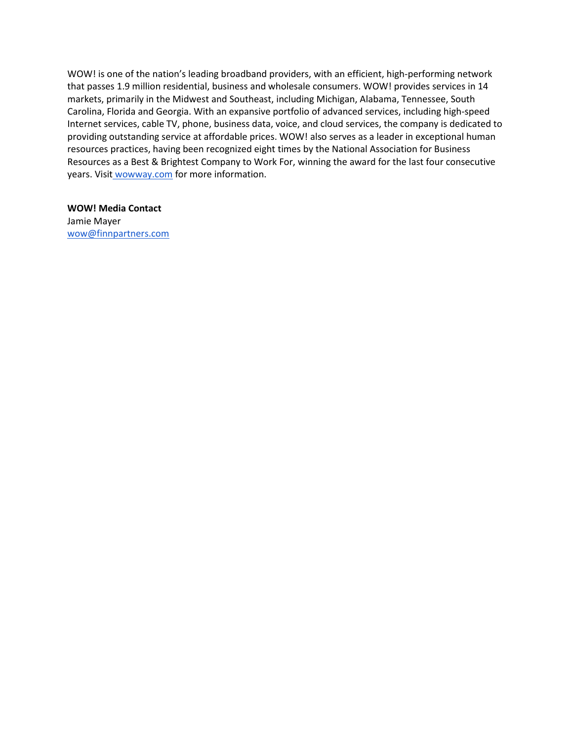WOW! is one of the nation's leading broadband providers, with an efficient, high-performing network that passes 1.9 million residential, business and wholesale consumers. WOW! provides services in 14 markets, primarily in the Midwest and Southeast, including Michigan, Alabama, Tennessee, South Carolina, Florida and Georgia. With an expansive portfolio of advanced services, including high-speed Internet services, cable TV, phone, business data, voice, and cloud services, the company is dedicated to providing outstanding service at affordable prices. WOW! also serves as a leader in exceptional human resources practices, having been recognized eight times by the National Association for Business Resources as a Best & Brightest Company to Work For, winning the award for the last four consecutive years. Visit [wowway.com](https://wowway.com) for more information.

**WOW! Media Contact**
Jamie Mayer
[wow@finnpartners.com](mailto:wow@finnpartners.com)